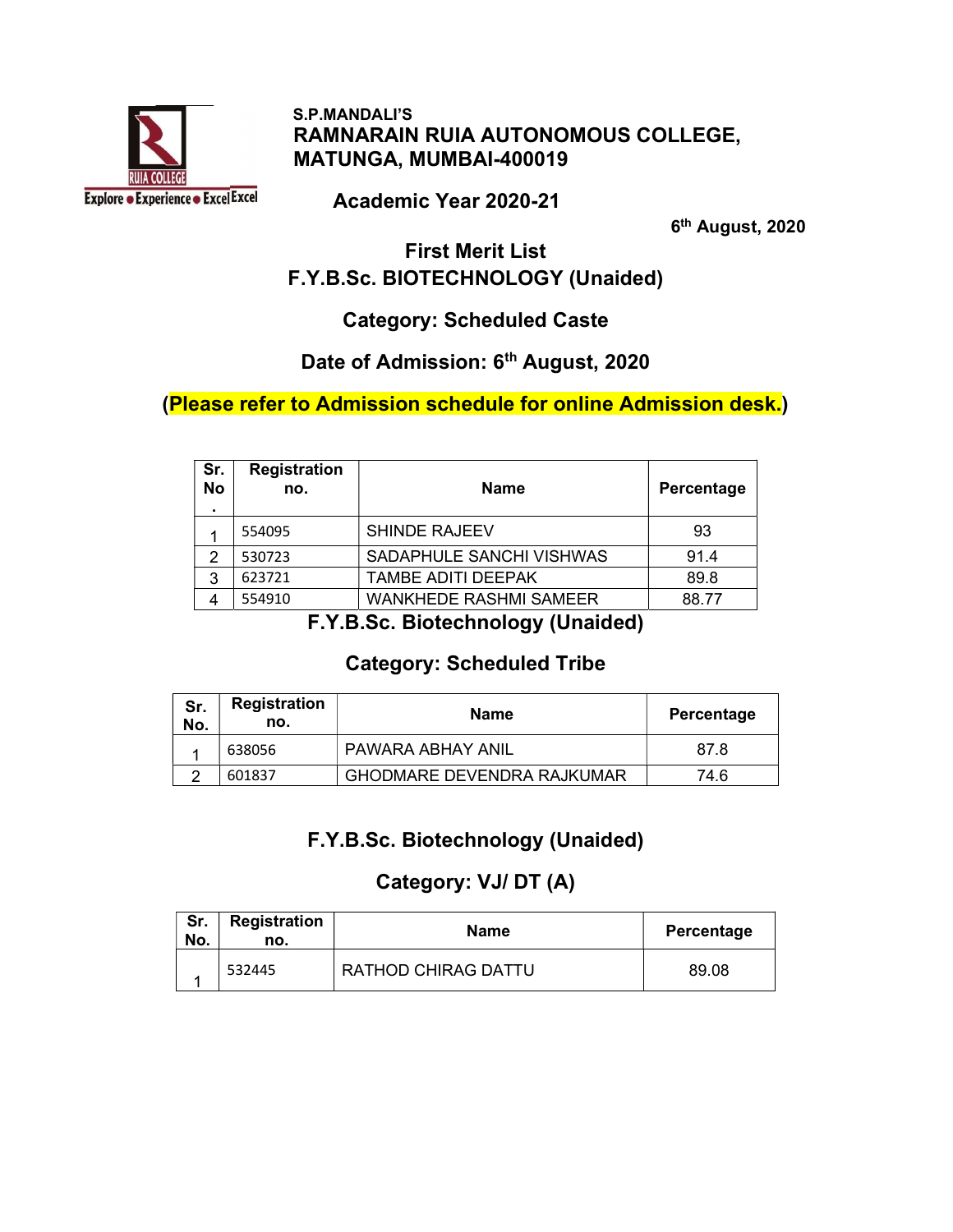S.P.MANDALI'S

# RAMNARAIN RUIA AUTONOMOUS COLLEGE, MATUNGA, MUMBAI-400019

## Academic Year 2020-21

6th August, 2020

## First Merit List

## F.Y.B.Sc. BIOTECHNOLOGY (Unaided)

### Category: Scheduled Caste

### Date of Admission: 6th August, 2020

**(Please refer to Admission schedule for online Admission desk.)**

| Sr. No. | Registration no. | Name | Percentage |
|---|---|---|---|
| 1 | 554095 | SHINDE RAJEEV | 93 |
| 2 | 530723 | SADAPHULE SANCHI VISHWAS | 91.4 |
| 3 | 623721 | TAMBE ADITI DEEPAK | 89.8 |
| 4 | 554910 | WANKHEDE RASHMI SAMEER | 88.77 |

## F.Y.B.Sc. Biotechnology (Unaided)

### Category: Scheduled Tribe

| Sr. No. | Registration no. | Name | Percentage |
|---|---|---|---|
| 1 | 638056 | PAWARA ABHAY ANIL | 87.8 |
| 2 | 601837 | GHODMARE DEVENDRA RAJKUMAR | 74.6 |

## F.Y.B.Sc. Biotechnology (Unaided)

### Category: VJ/ DT (A)

| Sr. No. | Registration no. | Name | Percentage |
|---|---|---|---|
| 1 | 532445 | RATHOD CHIRAG DATTU | 89.08 |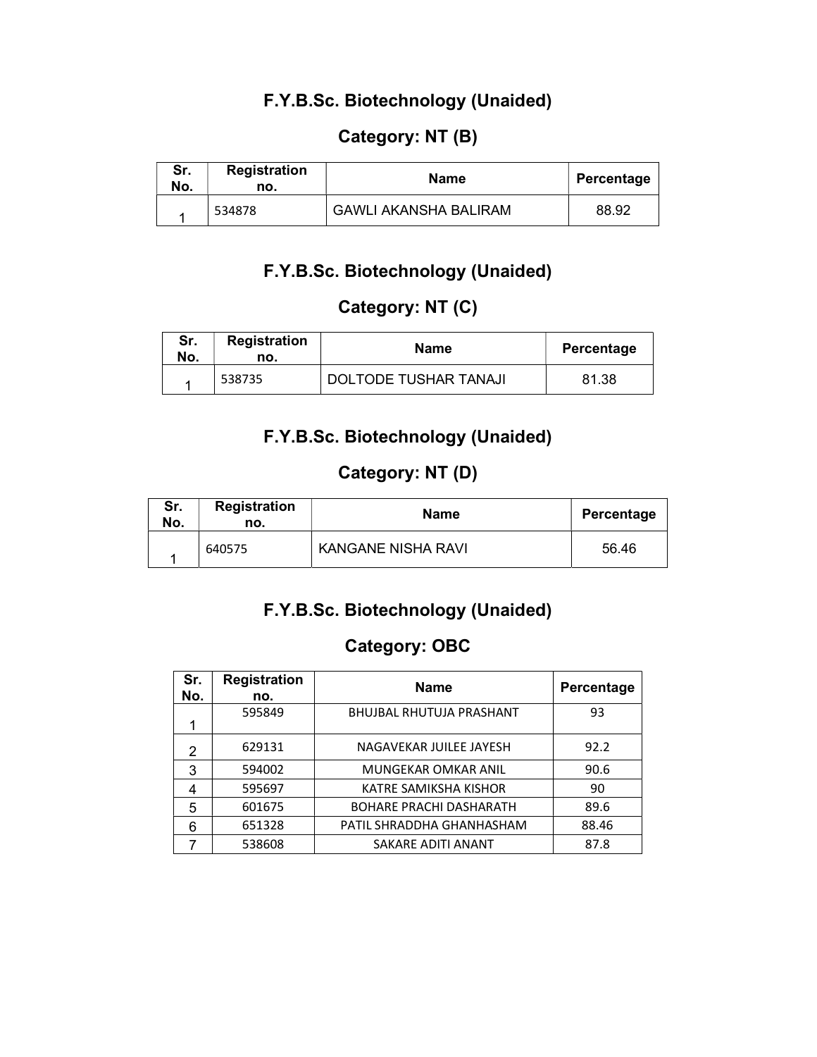## F.Y.B.Sc. Biotechnology (Unaided)

## Category: NT (B)

| Sr. No. | Registration no. | Name | Percentage |
|---|---|---|---|
| 1 | 534878 | GAWLI AKANSHA BALIRAM | 88.92 |

## F.Y.B.Sc. Biotechnology (Unaided)

## Category: NT (C)

| Sr. No. | Registration no. | Name | Percentage |
|---|---|---|---|
| 1 | 538735 | DOLTODE TUSHAR TANAJI | 81.38 |

## F.Y.B.Sc. Biotechnology (Unaided)

## Category: NT (D)

| Sr. No. | Registration no. | Name | Percentage |
|---|---|---|---|
| 1 | 640575 | KANGANE NISHA RAVI | 56.46 |

## F.Y.B.Sc. Biotechnology (Unaided)

## Category: OBC

| Sr. No. | Registration no. | Name | Percentage |
|---|---|---|---|
| 1 | 595849 | BHUJBAL RHUTUJA PRASHANT | 93 |
| 2 | 629131 | NAGAVEKAR JUILEE JAYESH | 92.2 |
| 3 | 594002 | MUNGEKAR OMKAR ANIL | 90.6 |
| 4 | 595697 | KATRE SAMIKSHA KISHOR | 90 |
| 5 | 601675 | BOHARE PRACHI DASHARATH | 89.6 |
| 6 | 651328 | PATIL SHRADDHA GHANHASHAM | 88.46 |
| 7 | 538608 | SAKARE ADITI ANANT | 87.8 |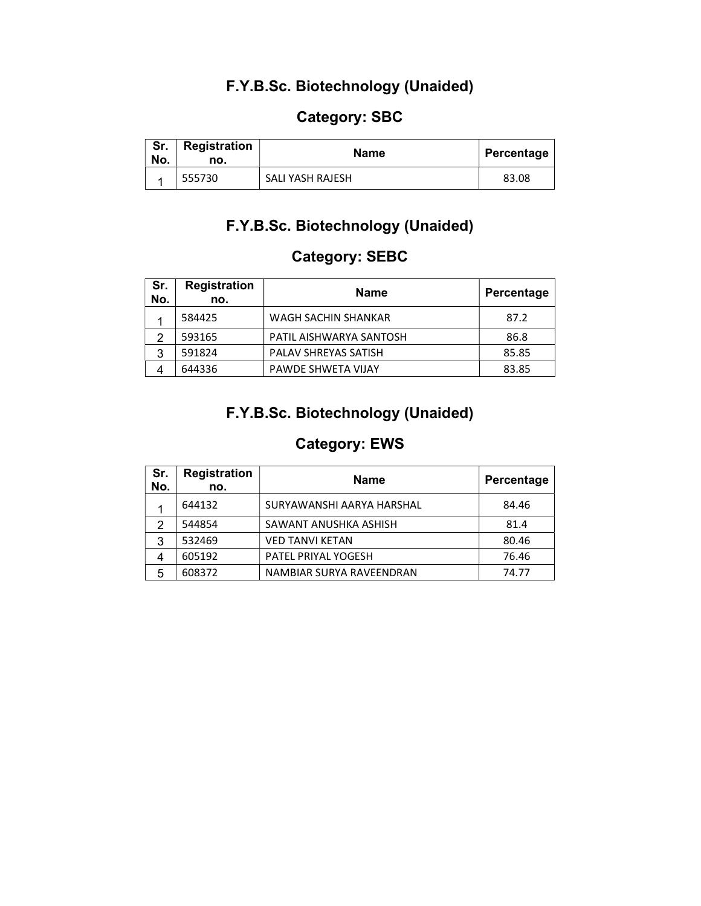## F.Y.B.Sc. Biotechnology (Unaided)

### Category: SBC

| Sr. No. | Registration no. | Name | Percentage |
|---|---|---|---|
| 1 | 555730 | SALI YASH RAJESH | 83.08 |

## F.Y.B.Sc. Biotechnology (Unaided)

### Category: SEBC

| Sr. No. | Registration no. | Name | Percentage |
|---|---|---|---|
| 1 | 584425 | WAGH SACHIN SHANKAR | 87.2 |
| 2 | 593165 | PATIL AISHWARYA SANTOSH | 86.8 |
| 3 | 591824 | PALAV SHREYAS SATISH | 85.85 |
| 4 | 644336 | PAWDE SHWETA VIJAY | 83.85 |

## F.Y.B.Sc. Biotechnology (Unaided)

### Category: EWS

| Sr. No. | Registration no. | Name | Percentage |
|---|---|---|---|
| 1 | 644132 | SURYAWANSHI AARYA HARSHAL | 84.46 |
| 2 | 544854 | SAWANT ANUSHKA ASHISH | 81.4 |
| 3 | 532469 | VED TANVI KETAN | 80.46 |
| 4 | 605192 | PATEL PRIYAL YOGESH | 76.46 |
| 5 | 608372 | NAMBIAR SURYA RAVEENDRAN | 74.77 |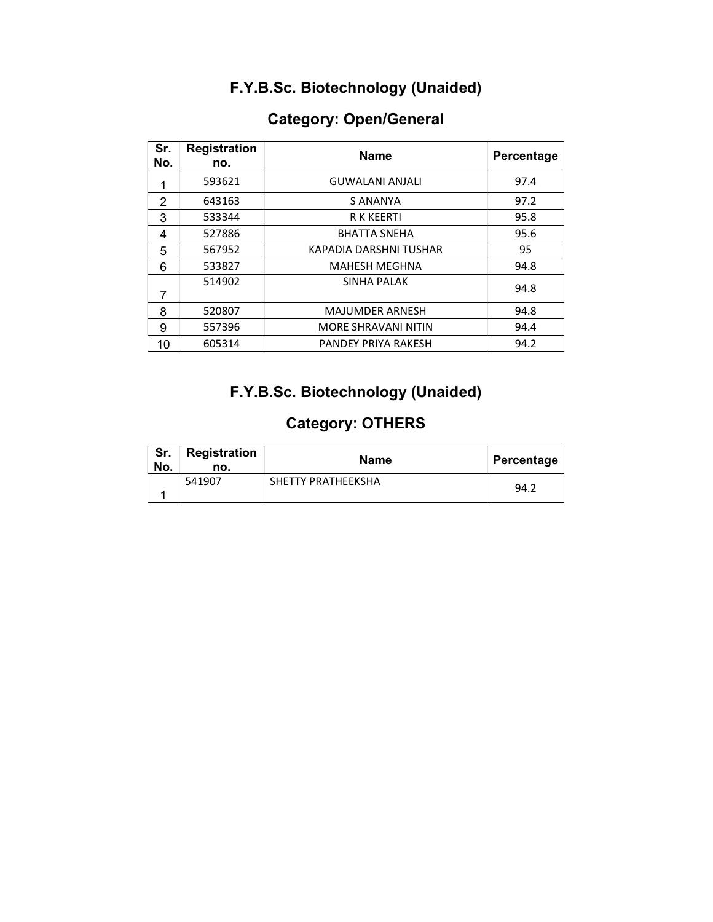## F.Y.B.Sc. Biotechnology (Unaided)

## Category: Open/General

| Sr. No. | Registration no. | Name | Percentage |
|---|---|---|---|
| 1 | 593621 | GUWALANI ANJALI | 97.4 |
| 2 | 643163 | S ANANYA | 97.2 |
| 3 | 533344 | R K KEERTI | 95.8 |
| 4 | 527886 | BHATTA SNEHA | 95.6 |
| 5 | 567952 | KAPADIA DARSHNI TUSHAR | 95 |
| 6 | 533827 | MAHESH MEGHNA | 94.8 |
| 7 | 514902 | SINHA PALAK | 94.8 |
| 8 | 520807 | MAJUMDER ARNESH | 94.8 |
| 9 | 557396 | MORE SHRAVANI NITIN | 94.4 |
| 10 | 605314 | PANDEY PRIYA RAKESH | 94.2 |

## F.Y.B.Sc. Biotechnology (Unaided)

## Category: OTHERS

| Sr. No. | Registration no. | Name | Percentage |
|---|---|---|---|
| 1 | 541907 | SHETTY PRATHEEKSHA | 94.2 |